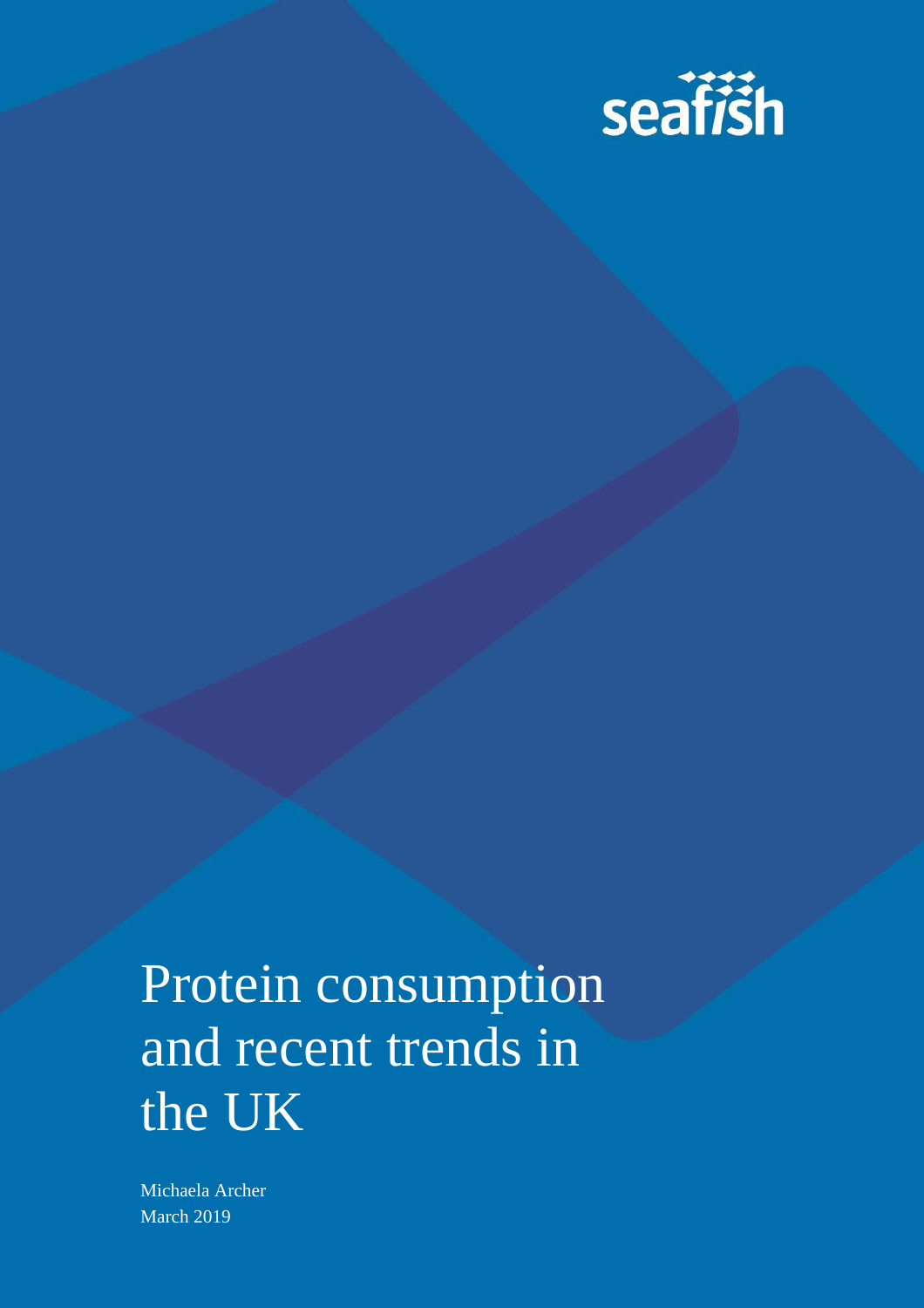seafish

# Protein consumption and recent trends in the UK

Michaela Archer

March 2019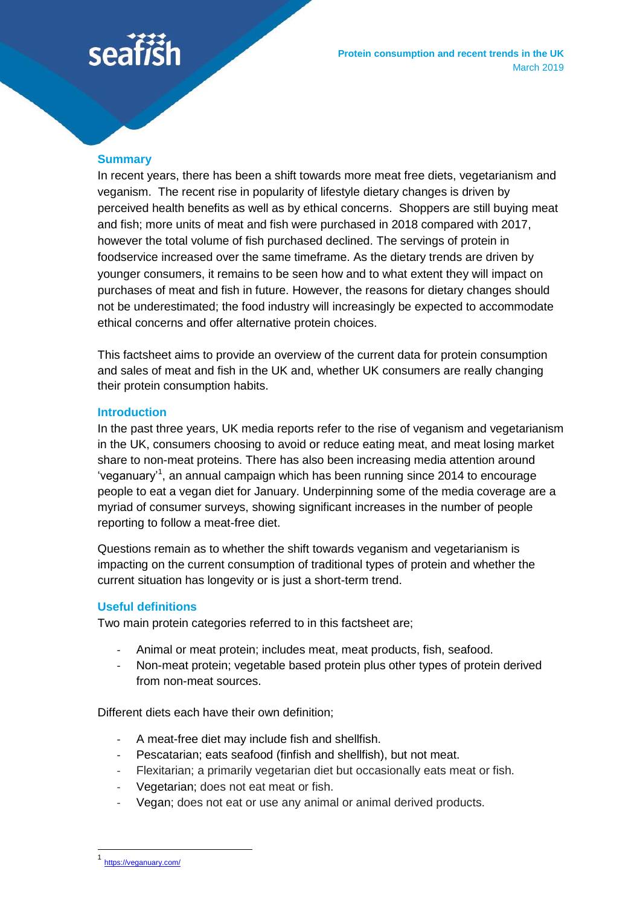# Protein consumption and recent trends in the UK

March 2019

## Summary

In recent years, there has been a shift towards more meat free diets, vegetarianism and veganism. The recent rise in popularity of lifestyle dietary changes is driven by perceived health benefits as well as by ethical concerns. Shoppers are still buying meat and fish; more units of meat and fish were purchased in 2018 compared with 2017, however the total volume of fish purchased declined. The servings of protein in foodservice increased over the same timeframe. As the dietary trends are driven by younger consumers, it remains to be seen how and to what extent they will impact on purchases of meat and fish in future. However, the reasons for dietary changes should not be underestimated; the food industry will increasingly be expected to accommodate ethical concerns and offer alternative protein choices.

This factsheet aims to provide an overview of the current data for protein consumption and sales of meat and fish in the UK and, whether UK consumers are really changing their protein consumption habits.

## Introduction

In the past three years, UK media reports refer to the rise of veganism and vegetarianism in the UK, consumers choosing to avoid or reduce eating meat, and meat losing market share to non-meat proteins. There has also been increasing media attention around 'veganuary'[1], an annual campaign which has been running since 2014 to encourage people to eat a vegan diet for January. Underpinning some of the media coverage are a myriad of consumer surveys, showing significant increases in the number of people reporting to follow a meat-free diet.

Questions remain as to whether the shift towards veganism and vegetarianism is impacting on the current consumption of traditional types of protein and whether the current situation has longevity or is just a short-term trend.

## Useful definitions

Two main protein categories referred to in this factsheet are;

- Animal or meat protein; includes meat, meat products, fish, seafood.
- Non-meat protein; vegetable based protein plus other types of protein derived from non-meat sources.

Different diets each have their own definition;

- A meat-free diet may include fish and shellfish.
- Pescatarian; eats seafood (finfish and shellfish), but not meat.
- Flexitarian; a primarily vegetarian diet but occasionally eats meat or fish.
- Vegetarian; does not eat meat or fish.
- Vegan; does not eat or use any animal or animal derived products.

---

[1] https://veganuary.com/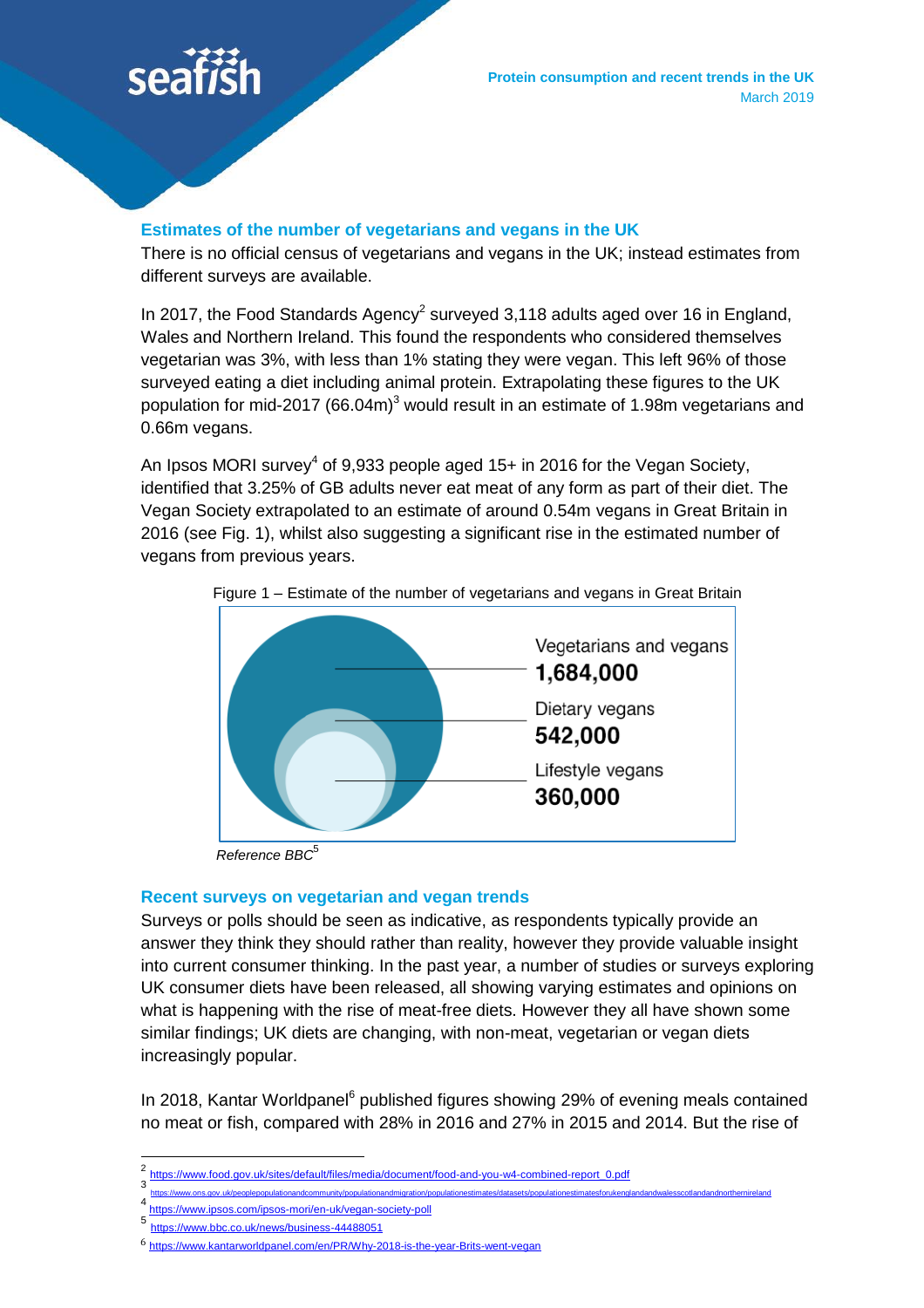## Estimates of the number of vegetarians and vegans in the UK

There is no official census of vegetarians and vegans in the UK; instead estimates from different surveys are available.

In 2017, the Food Standards Agency[2] surveyed 3,118 adults aged over 16 in England, Wales and Northern Ireland. This found the respondents who considered themselves vegetarian was 3%, with less than 1% stating they were vegan. This left 96% of those surveyed eating a diet including animal protein. Extrapolating these figures to the UK population for mid-2017 (66.04m)[3] would result in an estimate of 1.98m vegetarians and 0.66m vegans.

An Ipsos MORI survey[4] of 9,933 people aged 15+ in 2016 for the Vegan Society, identified that 3.25% of GB adults never eat meat of any form as part of their diet. The Vegan Society extrapolated to an estimate of around 0.54m vegans in Great Britain in 2016 (see Fig. 1), whilst also suggesting a significant rise in the estimated number of vegans from previous years.

Figure 1 – Estimate of the number of vegetarians and vegans in Great Britain

Vegetarians and vegans **1,684,000**

Dietary vegans **542,000**

Lifestyle vegans **360,000**

*Reference BBC*[5]

## Recent surveys on vegetarian and vegan trends

Surveys or polls should be seen as indicative, as respondents typically provide an answer they think they should rather than reality, however they provide valuable insight into current consumer thinking. In the past year, a number of studies or surveys exploring UK consumer diets have been released, all showing varying estimates and opinions on what is happening with the rise of meat-free diets. However they all have shown some similar findings; UK diets are changing, with non-meat, vegetarian or vegan diets increasingly popular.

In 2018, Kantar Worldpanel[6] published figures showing 29% of evening meals contained no meat or fish, compared with 28% in 2016 and 27% in 2015 and 2014. But the rise of

---

[2] https://www.food.gov.uk/sites/default/files/media/document/food-and-you-w4-combined-report_0.pdf

[3] https://www.ons.gov.uk/peoplepopulationandcommunity/populationandmigration/populationestimates/datasets/populationestimatesforukenglandandwalesscotlandandnorthernireland

[4] https://www.ipsos.com/ipsos-mori/en-uk/vegan-society-poll

[5] https://www.bbc.co.uk/news/business-44488051

[6] https://www.kantarworldpanel.com/en/PR/Why-2018-is-the-year-Brits-went-vegan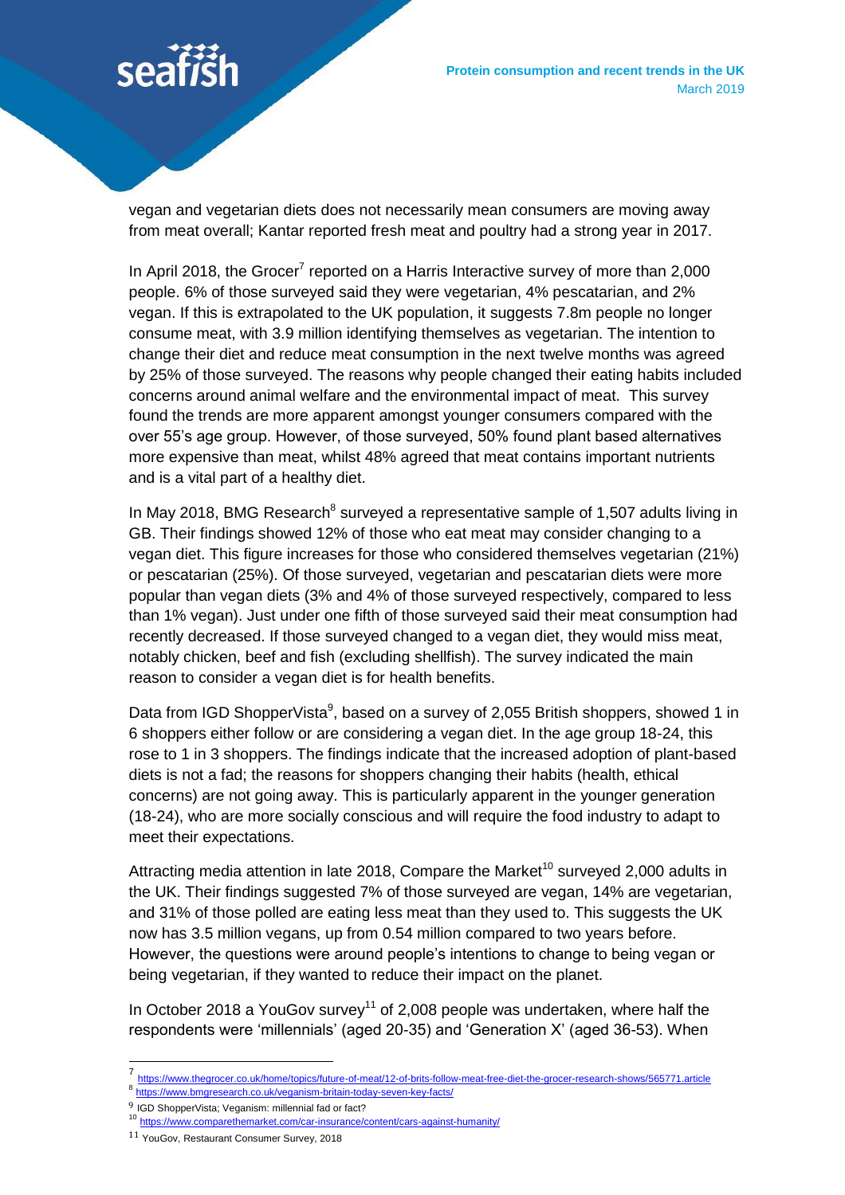vegan and vegetarian diets does not necessarily mean consumers are moving away from meat overall; Kantar reported fresh meat and poultry had a strong year in 2017.

In April 2018, the Grocer[7] reported on a Harris Interactive survey of more than 2,000 people. 6% of those surveyed said they were vegetarian, 4% pescatarian, and 2% vegan. If this is extrapolated to the UK population, it suggests 7.8m people no longer consume meat, with 3.9 million identifying themselves as vegetarian. The intention to change their diet and reduce meat consumption in the next twelve months was agreed by 25% of those surveyed. The reasons why people changed their eating habits included concerns around animal welfare and the environmental impact of meat. This survey found the trends are more apparent amongst younger consumers compared with the over 55's age group. However, of those surveyed, 50% found plant based alternatives more expensive than meat, whilst 48% agreed that meat contains important nutrients and is a vital part of a healthy diet.

In May 2018, BMG Research[8] surveyed a representative sample of 1,507 adults living in GB. Their findings showed 12% of those who eat meat may consider changing to a vegan diet. This figure increases for those who considered themselves vegetarian (21%) or pescatarian (25%). Of those surveyed, vegetarian and pescatarian diets were more popular than vegan diets (3% and 4% of those surveyed respectively, compared to less than 1% vegan). Just under one fifth of those surveyed said their meat consumption had recently decreased. If those surveyed changed to a vegan diet, they would miss meat, notably chicken, beef and fish (excluding shellfish). The survey indicated the main reason to consider a vegan diet is for health benefits.

Data from IGD ShopperVista[9], based on a survey of 2,055 British shoppers, showed 1 in 6 shoppers either follow or are considering a vegan diet. In the age group 18-24, this rose to 1 in 3 shoppers. The findings indicate that the increased adoption of plant-based diets is not a fad; the reasons for shoppers changing their habits (health, ethical concerns) are not going away. This is particularly apparent in the younger generation (18-24), who are more socially conscious and will require the food industry to adapt to meet their expectations.

Attracting media attention in late 2018, Compare the Market[10] surveyed 2,000 adults in the UK. Their findings suggested 7% of those surveyed are vegan, 14% are vegetarian, and 31% of those polled are eating less meat than they used to. This suggests the UK now has 3.5 million vegans, up from 0.54 million compared to two years before. However, the questions were around people's intentions to change to being vegan or being vegetarian, if they wanted to reduce their impact on the planet.

In October 2018 a YouGov survey[11] of 2,008 people was undertaken, where half the respondents were 'millennials' (aged 20-35) and 'Generation X' (aged 36-53). When

---

[7] https://www.thegrocer.co.uk/home/topics/future-of-meat/12-of-brits-follow-meat-free-diet-the-grocer-research-shows/565771.article

[8] https://www.bmgresearch.co.uk/veganism-britain-today-seven-key-facts/

[9] IGD ShopperVista; Veganism: millennial fad or fact?

[10] https://www.comparethemarket.com/car-insurance/content/cars-against-humanity/

[11] YouGov, Restaurant Consumer Survey, 2018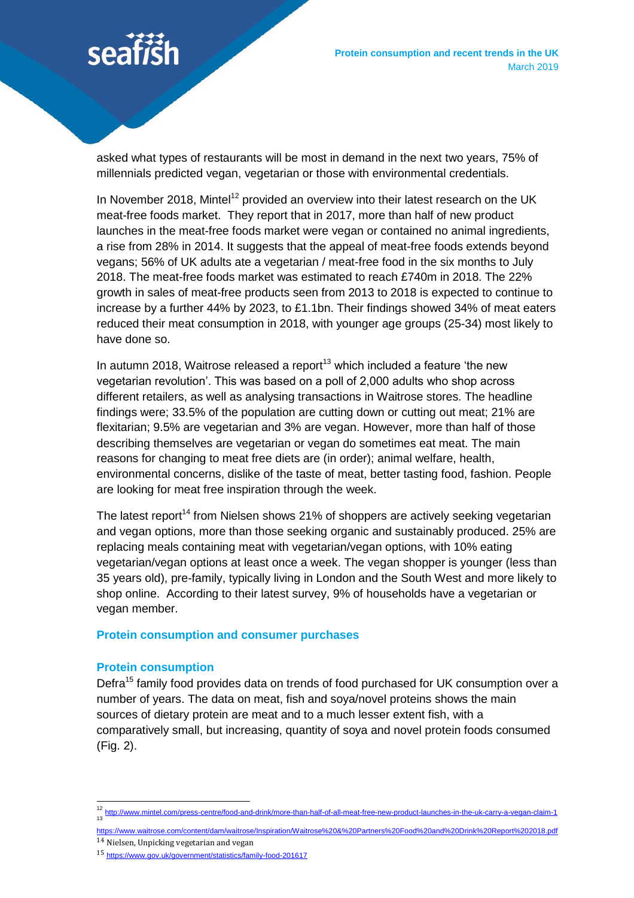asked what types of restaurants will be most in demand in the next two years, 75% of millennials predicted vegan, vegetarian or those with environmental credentials.

In November 2018, Mintel[12] provided an overview into their latest research on the UK meat-free foods market. They report that in 2017, more than half of new product launches in the meat-free foods market were vegan or contained no animal ingredients, a rise from 28% in 2014. It suggests that the appeal of meat-free foods extends beyond vegans; 56% of UK adults ate a vegetarian / meat-free food in the six months to July 2018. The meat-free foods market was estimated to reach £740m in 2018. The 22% growth in sales of meat-free products seen from 2013 to 2018 is expected to continue to increase by a further 44% by 2023, to £1.1bn. Their findings showed 34% of meat eaters reduced their meat consumption in 2018, with younger age groups (25-34) most likely to have done so.

In autumn 2018, Waitrose released a report[13] which included a feature 'the new vegetarian revolution'. This was based on a poll of 2,000 adults who shop across different retailers, as well as analysing transactions in Waitrose stores. The headline findings were; 33.5% of the population are cutting down or cutting out meat; 21% are flexitarian; 9.5% are vegetarian and 3% are vegan. However, more than half of those describing themselves are vegetarian or vegan do sometimes eat meat. The main reasons for changing to meat free diets are (in order); animal welfare, health, environmental concerns, dislike of the taste of meat, better tasting food, fashion. People are looking for meat free inspiration through the week.

The latest report[14] from Nielsen shows 21% of shoppers are actively seeking vegetarian and vegan options, more than those seeking organic and sustainably produced. 25% are replacing meals containing meat with vegetarian/vegan options, with 10% eating vegetarian/vegan options at least once a week. The vegan shopper is younger (less than 35 years old), pre-family, typically living in London and the South West and more likely to shop online. According to their latest survey, 9% of households have a vegetarian or vegan member.

## Protein consumption and consumer purchases

### Protein consumption

Defra[15] family food provides data on trends of food purchased for UK consumption over a number of years. The data on meat, fish and soya/novel proteins shows the main sources of dietary protein are meat and to a much lesser extent fish, with a comparatively small, but increasing, quantity of soya and novel protein foods consumed (Fig. 2).

---

[12] http://www.mintel.com/press-centre/food-and-drink/more-than-half-of-all-meat-free-new-product-launches-in-the-uk-carry-a-vegan-claim-1

[13] https://www.waitrose.com/content/dam/waitrose/Inspiration/Waitrose%20&%20Partners%20Food%20and%20Drink%20Report%202018.pdf

[14] Nielsen, Unpicking vegetarian and vegan

[15] https://www.gov.uk/government/statistics/family-food-201617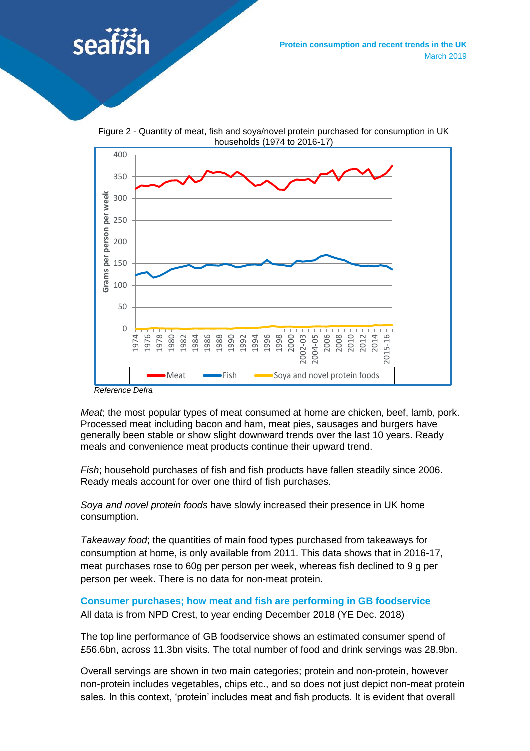Figure 2 - Quantity of meat, fish and soya/novel protein purchased for consumption in UK households (1974 to 2016-17)

Reference Defra

*Meat*; the most popular types of meat consumed at home are chicken, beef, lamb, pork. Processed meat including bacon and ham, meat pies, sausages and burgers have generally been stable or show slight downward trends over the last 10 years. Ready meals and convenience meat products continue their upward trend.

*Fish*; household purchases of fish and fish products have fallen steadily since 2006. Ready meals account for over one third of fish purchases.

*Soya and novel protein foods* have slowly increased their presence in UK home consumption.

*Takeaway food*; the quantities of main food types purchased from takeaways for consumption at home, is only available from 2011. This data shows that in 2016-17, meat purchases rose to 60g per person per week, whereas fish declined to 9 g per person per week. There is no data for non-meat protein.

## Consumer purchases; how meat and fish are performing in GB foodservice

All data is from NPD Crest, to year ending December 2018 (YE Dec. 2018)

The top line performance of GB foodservice shows an estimated consumer spend of £56.6bn, across 11.3bn visits. The total number of food and drink servings was 28.9bn.

Overall servings are shown in two main categories; protein and non-protein, however non-protein includes vegetables, chips etc., and so does not just depict non-meat protein sales. In this context, 'protein' includes meat and fish products. It is evident that overall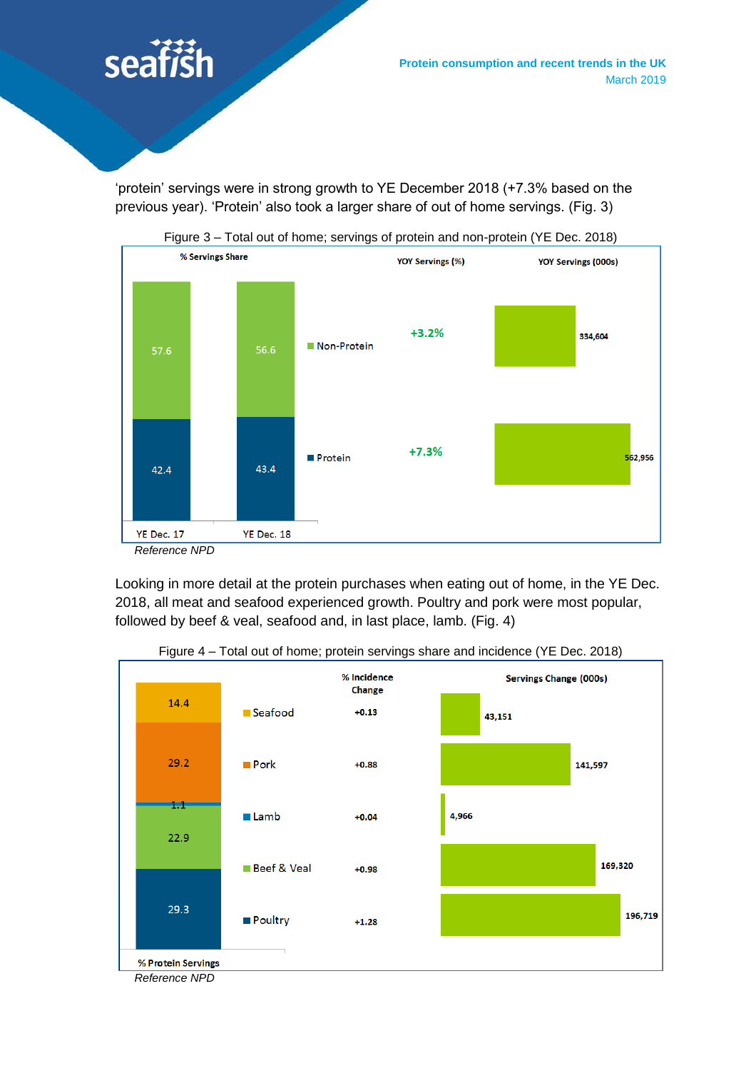'protein' servings were in strong growth to YE December 2018 (+7.3% based on the previous year). 'Protein' also took a larger share of out of home servings. (Fig. 3)

Figure 3 – Total out of home; servings of protein and non-protein (YE Dec. 2018)

| | % Servings Share YE Dec. 17 | % Servings Share YE Dec. 18 | YOY Servings (%) | YOY Servings (000s) |
|---|---|---|---|---|
| Non-Protein | 57.6 | 56.6 | +3.2% | 334,604 |
| Protein | 42.4 | 43.4 | +7.3% | 562,956 |

*Reference NPD*

Looking in more detail at the protein purchases when eating out of home, in the YE Dec. 2018, all meat and seafood experienced growth. Poultry and pork were most popular, followed by beef & veal, seafood and, in last place, lamb. (Fig. 4)

Figure 4 – Total out of home; protein servings share and incidence (YE Dec. 2018)

| | % Protein Servings | % Incidence Change | Servings Change (000s) |
|---|---|---|---|
| Seafood | 14.4 | +0.13 | 43,151 |
| Pork | 29.2 | +0.88 | 141,597 |
| Lamb | 1.1 | +0.04 | 4,966 |
| Beef & Veal | 22.9 | +0.98 | 169,320 |
| Poultry | 29.3 | +1.28 | 196,719 |

*Reference NPD*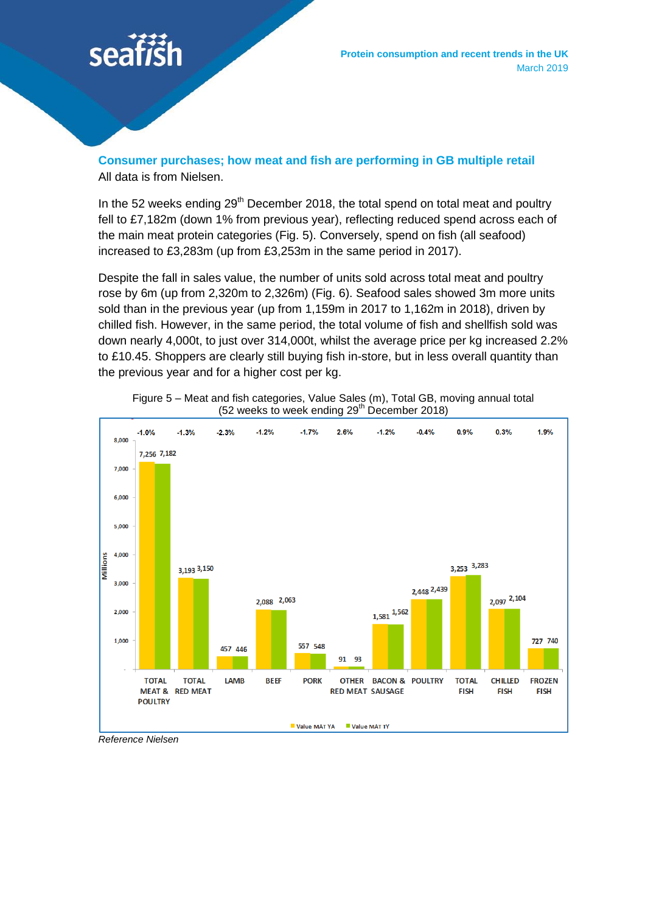## Consumer purchases; how meat and fish are performing in GB multiple retail

All data is from Nielsen.

In the 52 weeks ending 29th December 2018, the total spend on total meat and poultry fell to £7,182m (down 1% from previous year), reflecting reduced spend across each of the main meat protein categories (Fig. 5). Conversely, spend on fish (all seafood) increased to £3,283m (up from £3,253m in the same period in 2017).

Despite the fall in sales value, the number of units sold across total meat and poultry rose by 6m (up from 2,320m to 2,326m) (Fig. 6). Seafood sales showed 3m more units sold than in the previous year (up from 1,159m in 2017 to 1,162m in 2018), driven by chilled fish. However, in the same period, the total volume of fish and shellfish sold was down nearly 4,000t, to just over 314,000t, whilst the average price per kg increased 2.2% to £10.45. Shoppers are clearly still buying fish in-store, but in less overall quantity than the previous year and for a higher cost per kg.

Figure 5 – Meat and fish categories, Value Sales (m), Total GB, moving annual total (52 weeks to week ending 29th December 2018)

| Category | Value MAT YA (Millions) | Value MAT TY (Millions) | % change |
|---|---|---|---|
| TOTAL MEAT & POULTRY | 7,256 | 7,182 | -1.0% |
| TOTAL RED MEAT | 3,193 | 3,150 | -1.3% |
| LAMB | 457 | 446 | -2.3% |
| BEEF | 2,088 | 2,063 | -1.2% |
| PORK | 557 | 548 | -1.7% |
| OTHER RED MEAT | 91 | 93 | 2.6% |
| BACON & SAUSAGE | 1,581 | 1,562 | -1.2% |
| POULTRY | 2,448 | 2,439 | -0.4% |
| TOTAL FISH | 3,253 | 3,283 | 0.9% |
| CHILLED FISH | 2,097 | 2,104 | 0.3% |
| FROZEN FISH | 727 | 740 | 1.9% |

*Reference Nielsen*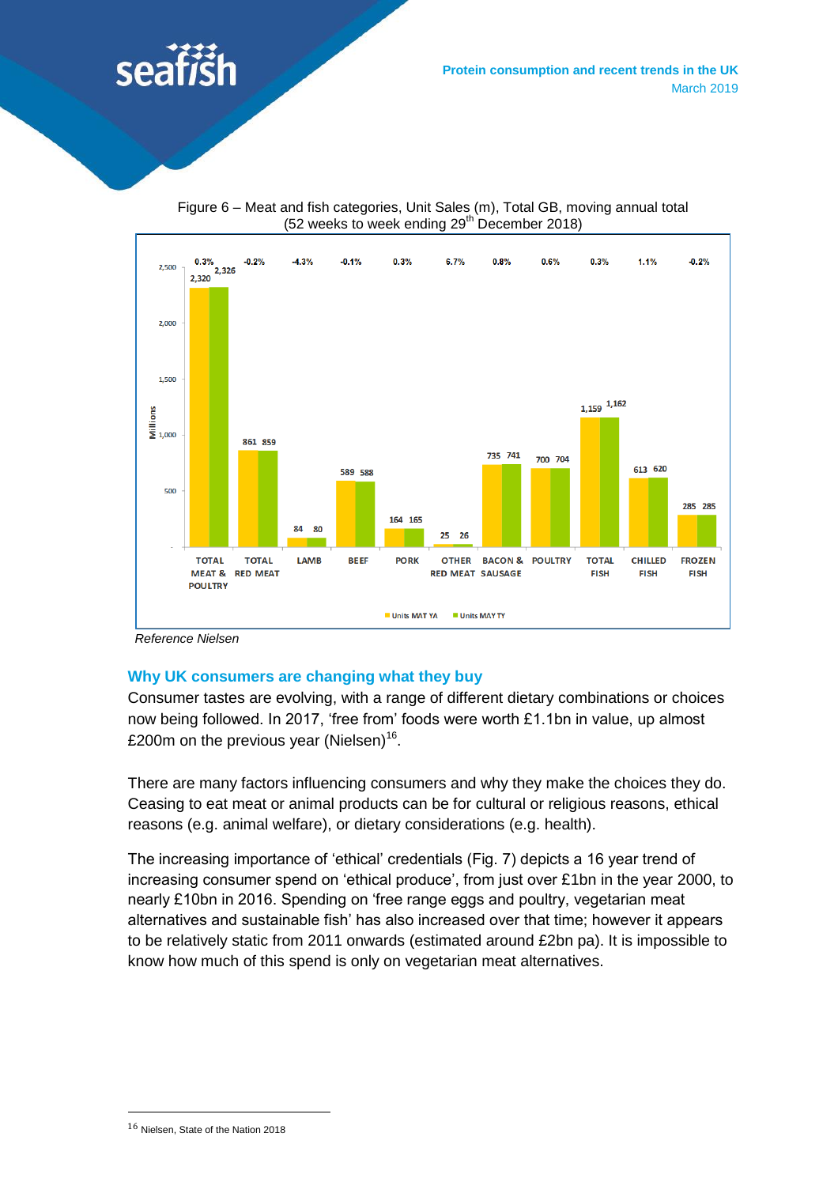Figure 6 – Meat and fish categories, Unit Sales (m), Total GB, moving annual total (52 weeks to week ending 29th December 2018)

| Category | Units MAT YA | Units MAT TY | % change |
|---|---|---|---|
| TOTAL MEAT & POULTRY | 2,320 | 2,326 | 0.3% |
| TOTAL RED MEAT | 861 | 859 | -0.2% |
| LAMB | 84 | 80 | -4.3% |
| BEEF | 589 | 588 | -0.1% |
| PORK | 164 | 165 | 0.3% |
| OTHER RED MEAT | 25 | 26 | 6.7% |
| BACON & SAUSAGE | 735 | 741 | 0.8% |
| POULTRY | 700 | 704 | 0.6% |
| TOTAL FISH | 1,159 | 1,162 | 0.3% |
| CHILLED FISH | 613 | 620 | 1.1% |
| FROZEN FISH | 285 | 285 | -0.2% |

*Reference Nielsen*

## Why UK consumers are changing what they buy

Consumer tastes are evolving, with a range of different dietary combinations or choices now being followed. In 2017, 'free from' foods were worth £1.1bn in value, up almost £200m on the previous year (Nielsen)[16].

There are many factors influencing consumers and why they make the choices they do. Ceasing to eat meat or animal products can be for cultural or religious reasons, ethical reasons (e.g. animal welfare), or dietary considerations (e.g. health).

The increasing importance of 'ethical' credentials (Fig. 7) depicts a 16 year trend of increasing consumer spend on 'ethical produce', from just over £1bn in the year 2000, to nearly £10bn in 2016. Spending on 'free range eggs and poultry, vegetarian meat alternatives and sustainable fish' has also increased over that time; however it appears to be relatively static from 2011 onwards (estimated around £2bn pa). It is impossible to know how much of this spend is only on vegetarian meat alternatives.

---

[16] Nielsen, State of the Nation 2018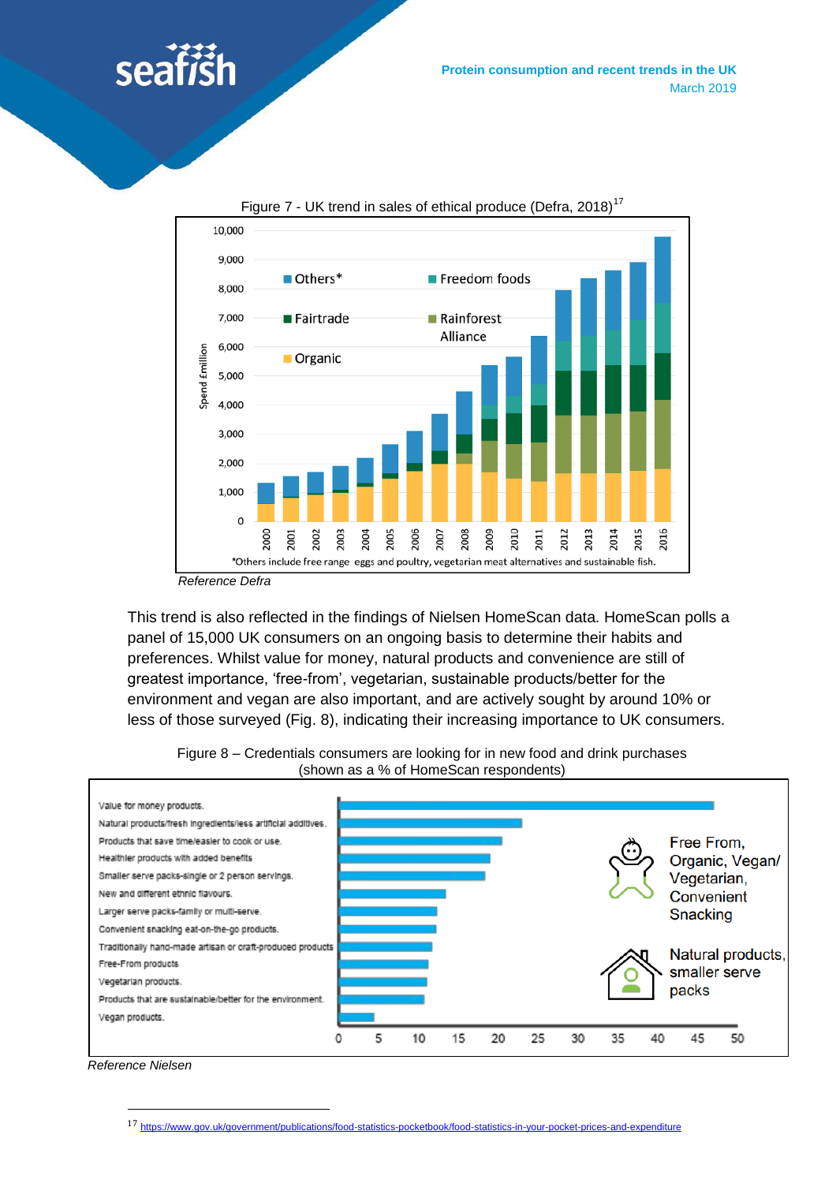Figure 7 - UK trend in sales of ethical produce (Defra, 2018)[17]

*Others include free range eggs and poultry, vegetarian meat alternatives and sustainable fish.

*Reference Defra*

This trend is also reflected in the findings of Nielsen HomeScan data. HomeScan polls a panel of 15,000 UK consumers on an ongoing basis to determine their habits and preferences. Whilst value for money, natural products and convenience are still of greatest importance, 'free-from', vegetarian, sustainable products/better for the environment and vegan are also important, and are actively sought by around 10% or less of those surveyed (Fig. 8), indicating their increasing importance to UK consumers.

Figure 8 – Credentials consumers are looking for in new food and drink purchases (shown as a % of HomeScan respondents)

*Reference Nielsen*

[17] https://www.gov.uk/government/publications/food-statistics-pocketbook/food-statistics-in-your-pocket-prices-and-expenditure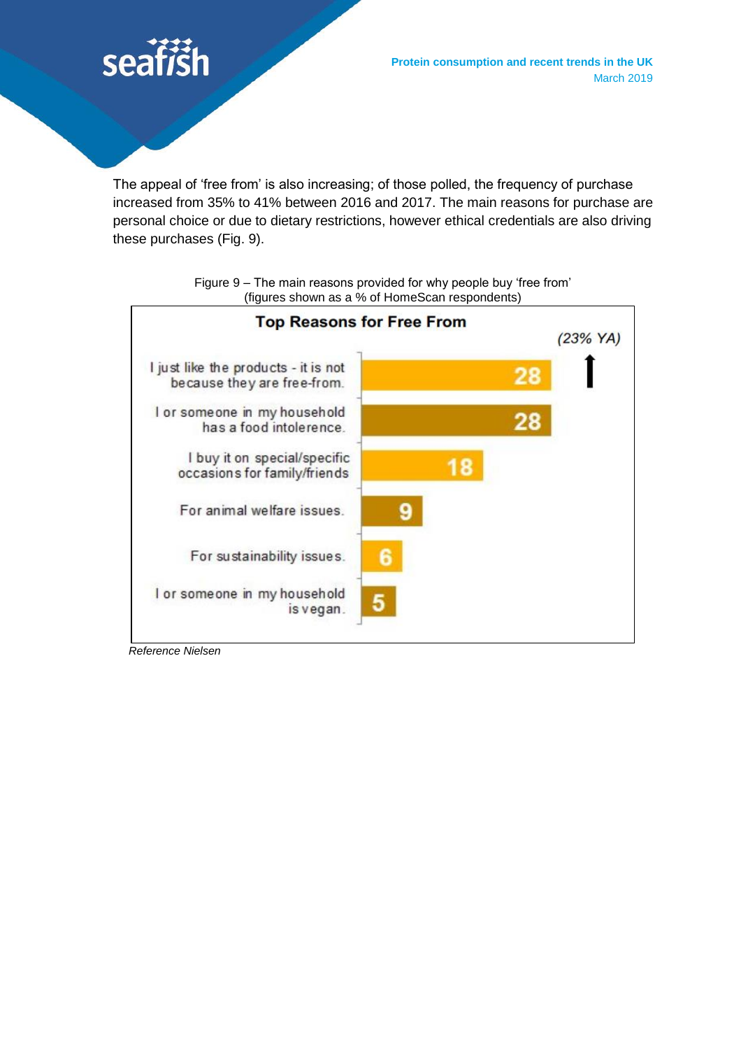The appeal of 'free from' is also increasing; of those polled, the frequency of purchase increased from 35% to 41% between 2016 and 2017. The main reasons for purchase are personal choice or due to dietary restrictions, however ethical credentials are also driving these purchases (Fig. 9).

Figure 9 – The main reasons provided for why people buy 'free from' (figures shown as a % of HomeScan respondents)

**Top Reasons for Free From**

| Reason | % |
| --- | --- |
| I just like the products - it is not because they are free-from. | 28 (23% YA) ↑ |
| I or someone in my household has a food intolerence. | 28 |
| I buy it on special/specific occasions for family/friends | 18 |
| For animal welfare issues. | 9 |
| For sustainability issues. | 6 |
| I or someone in my household is vegan. | 5 |

*Reference Nielsen*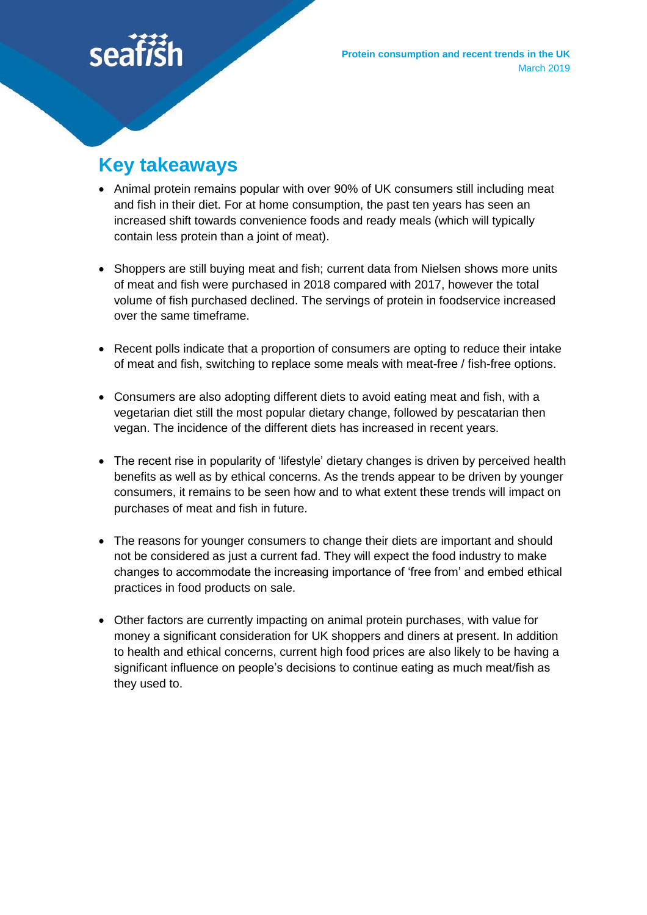## Key takeaways

- Animal protein remains popular with over 90% of UK consumers still including meat and fish in their diet. For at home consumption, the past ten years has seen an increased shift towards convenience foods and ready meals (which will typically contain less protein than a joint of meat).
- Shoppers are still buying meat and fish; current data from Nielsen shows more units of meat and fish were purchased in 2018 compared with 2017, however the total volume of fish purchased declined. The servings of protein in foodservice increased over the same timeframe.
- Recent polls indicate that a proportion of consumers are opting to reduce their intake of meat and fish, switching to replace some meals with meat-free / fish-free options.
- Consumers are also adopting different diets to avoid eating meat and fish, with a vegetarian diet still the most popular dietary change, followed by pescatarian then vegan. The incidence of the different diets has increased in recent years.
- The recent rise in popularity of 'lifestyle' dietary changes is driven by perceived health benefits as well as by ethical concerns. As the trends appear to be driven by younger consumers, it remains to be seen how and to what extent these trends will impact on purchases of meat and fish in future.
- The reasons for younger consumers to change their diets are important and should not be considered as just a current fad. They will expect the food industry to make changes to accommodate the increasing importance of 'free from' and embed ethical practices in food products on sale.
- Other factors are currently impacting on animal protein purchases, with value for money a significant consideration for UK shoppers and diners at present. In addition to health and ethical concerns, current high food prices are also likely to be having a significant influence on people's decisions to continue eating as much meat/fish as they used to.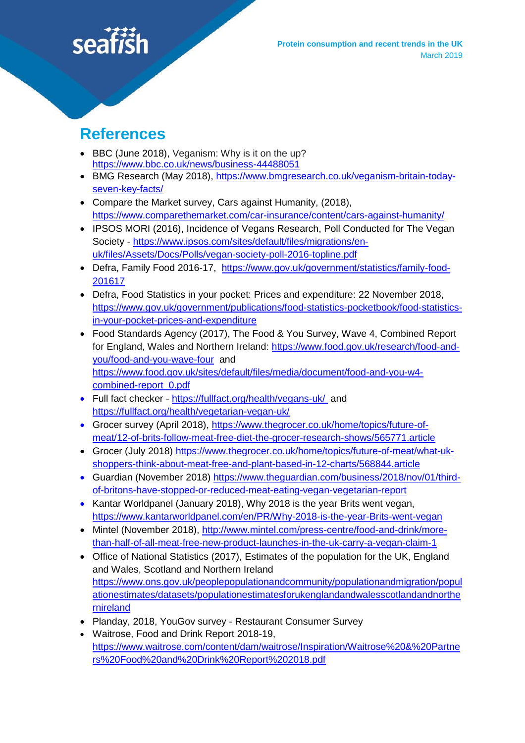## References

- BBC (June 2018), Veganism: Why is it on the up? https://www.bbc.co.uk/news/business-44488051
- BMG Research (May 2018), https://www.bmgresearch.co.uk/veganism-britain-today-seven-key-facts/
- Compare the Market survey, Cars against Humanity, (2018), https://www.comparethemarket.com/car-insurance/content/cars-against-humanity/
- IPSOS MORI (2016), Incidence of Vegans Research, Poll Conducted for The Vegan Society - https://www.ipsos.com/sites/default/files/migrations/en-uk/files/Assets/Docs/Polls/vegan-society-poll-2016-topline.pdf
- Defra, Family Food 2016-17, https://www.gov.uk/government/statistics/family-food-201617
- Defra, Food Statistics in your pocket: Prices and expenditure: 22 November 2018, https://www.gov.uk/government/publications/food-statistics-pocketbook/food-statistics-in-your-pocket-prices-and-expenditure
- Food Standards Agency (2017), The Food & You Survey, Wave 4, Combined Report for England, Wales and Northern Ireland: https://www.food.gov.uk/research/food-and-you/food-and-you-wave-four and https://www.food.gov.uk/sites/default/files/media/document/food-and-you-w4-combined-report_0.pdf
- Full fact checker - https://fullfact.org/health/vegans-uk/ and https://fullfact.org/health/vegetarian-vegan-uk/
- Grocer survey (April 2018), https://www.thegrocer.co.uk/home/topics/future-of-meat/12-of-brits-follow-meat-free-diet-the-grocer-research-shows/565771.article
- Grocer (July 2018) https://www.thegrocer.co.uk/home/topics/future-of-meat/what-uk-shoppers-think-about-meat-free-and-plant-based-in-12-charts/568844.article
- Guardian (November 2018) https://www.theguardian.com/business/2018/nov/01/third-of-britons-have-stopped-or-reduced-meat-eating-vegan-vegetarian-report
- Kantar Worldpanel (January 2018), Why 2018 is the year Brits went vegan, https://www.kantarworldpanel.com/en/PR/Why-2018-is-the-year-Brits-went-vegan
- Mintel (November 2018), http://www.mintel.com/press-centre/food-and-drink/more-than-half-of-all-meat-free-new-product-launches-in-the-uk-carry-a-vegan-claim-1
- Office of National Statistics (2017), Estimates of the population for the UK, England and Wales, Scotland and Northern Ireland https://www.ons.gov.uk/peoplepopulationandcommunity/populationandmigration/populationestimates/datasets/populationestimatesforukenglandandwalesscotlandandnorthernireland
- Planday, 2018, YouGov survey - Restaurant Consumer Survey
- Waitrose, Food and Drink Report 2018-19, https://www.waitrose.com/content/dam/waitrose/Inspiration/Waitrose%20&%20Partners%20Food%20and%20Drink%20Report%202018.pdf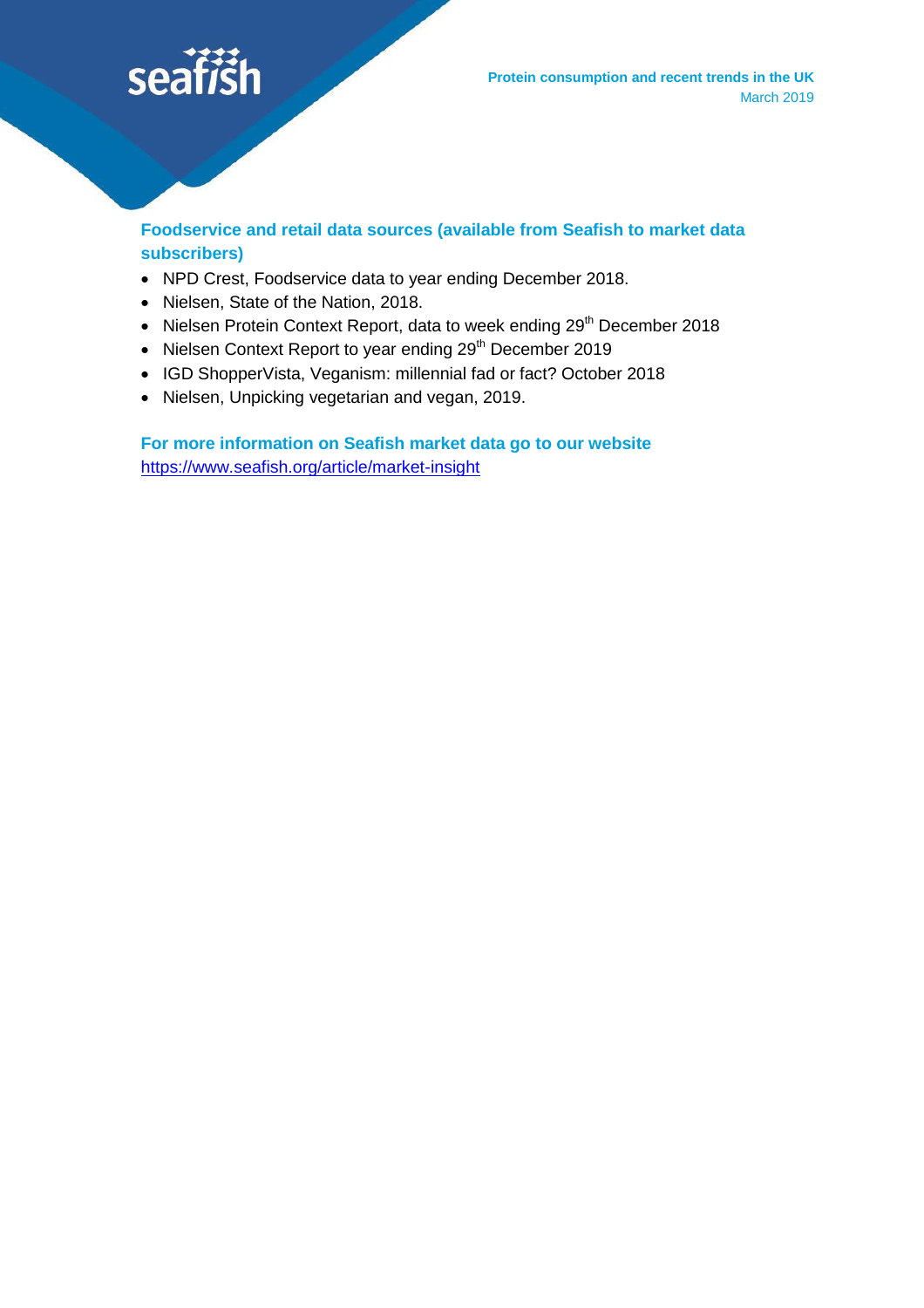## Foodservice and retail data sources (available from Seafish to market data subscribers)

- NPD Crest, Foodservice data to year ending December 2018.
- Nielsen, State of the Nation, 2018.
- Nielsen Protein Context Report, data to week ending 29th December 2018
- Nielsen Context Report to year ending 29th December 2019
- IGD ShopperVista, Veganism: millennial fad or fact? October 2018
- Nielsen, Unpicking vegetarian and vegan, 2019.

**For more information on Seafish market data go to our website**
https://www.seafish.org/article/market-insight